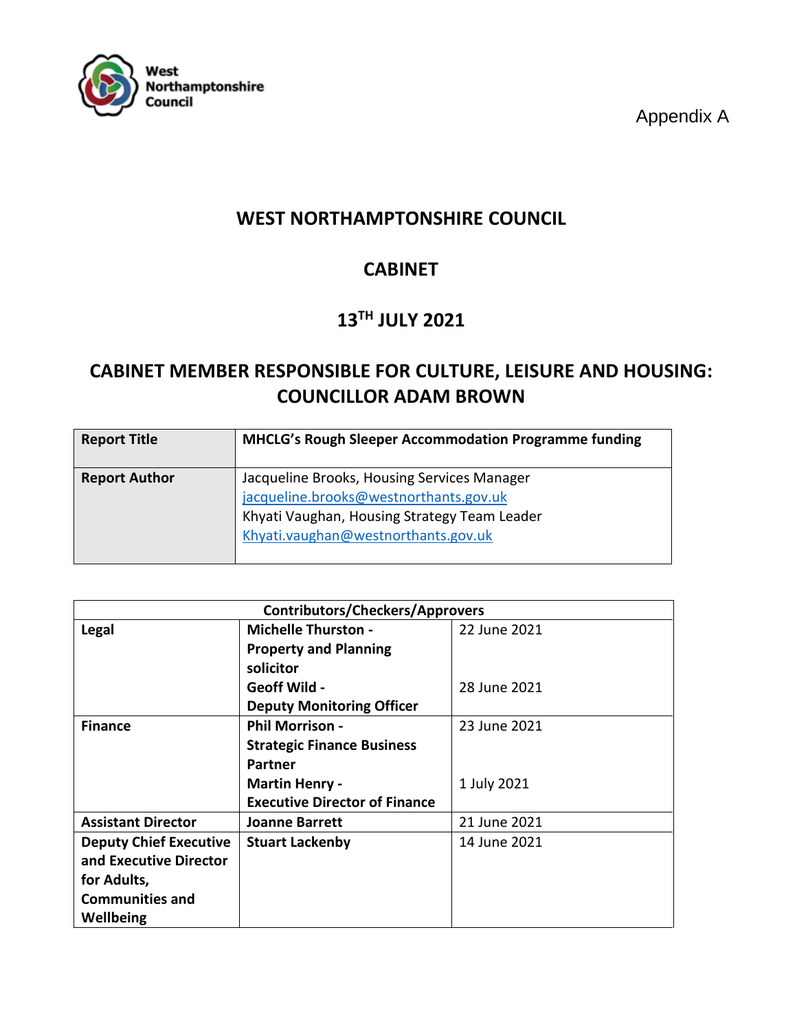Appendix A

# WEST NORTHAMPTONSHIRE COUNCIL

## CABINET

## 13TH JULY 2021

## CABINET MEMBER RESPONSIBLE FOR CULTURE, LEISURE AND HOUSING: COUNCILLOR ADAM BROWN

| **Report Title** | **MHCLG's Rough Sleeper Accommodation Programme funding** |
|---|---|
| **Report Author** | Jacqueline Brooks, Housing Services Manager<br>jacqueline.brooks@westnorthants.gov.uk<br>Khyati Vaughan, Housing Strategy Team Leader<br>Khyati.vaughan@westnorthants.gov.uk |

| **Contributors/Checkers/Approvers** | | |
|---|---|---|
| **Legal** | **Michelle Thurston - Property and Planning solicitor**<br>**Geoff Wild - Deputy Monitoring Officer** | 22 June 2021<br><br>28 June 2021 |
| **Finance** | **Phil Morrison - Strategic Finance Business Partner**<br>**Martin Henry - Executive Director of Finance** | 23 June 2021<br><br>1 July 2021 |
| **Assistant Director** | **Joanne Barrett** | 21 June 2021 |
| **Deputy Chief Executive and Executive Director for Adults, Communities and Wellbeing** | **Stuart Lackenby** | 14 June 2021 |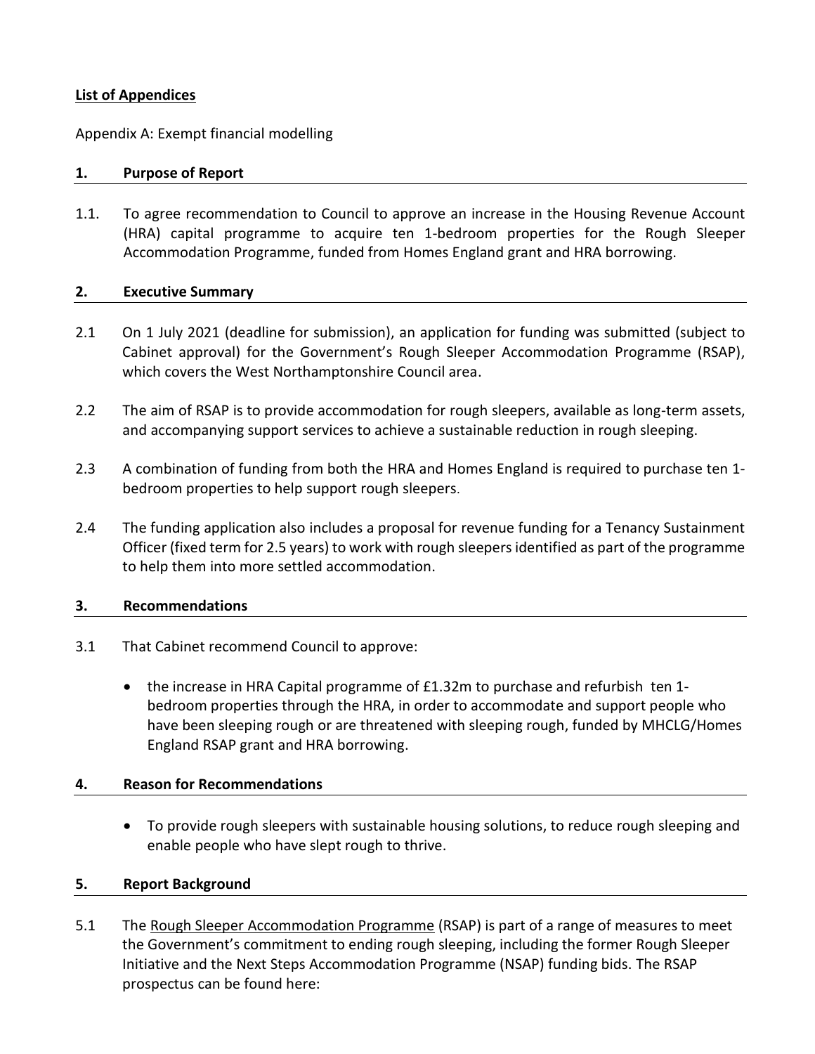**List of Appendices**

Appendix A: Exempt financial modelling

## 1. Purpose of Report

1.1. To agree recommendation to Council to approve an increase in the Housing Revenue Account (HRA) capital programme to acquire ten 1-bedroom properties for the Rough Sleeper Accommodation Programme, funded from Homes England grant and HRA borrowing.

## 2. Executive Summary

2.1 On 1 July 2021 (deadline for submission), an application for funding was submitted (subject to Cabinet approval) for the Government's Rough Sleeper Accommodation Programme (RSAP), which covers the West Northamptonshire Council area.

2.2 The aim of RSAP is to provide accommodation for rough sleepers, available as long-term assets, and accompanying support services to achieve a sustainable reduction in rough sleeping.

2.3 A combination of funding from both the HRA and Homes England is required to purchase ten 1-bedroom properties to help support rough sleepers.

2.4 The funding application also includes a proposal for revenue funding for a Tenancy Sustainment Officer (fixed term for 2.5 years) to work with rough sleepers identified as part of the programme to help them into more settled accommodation.

## 3. Recommendations

3.1 That Cabinet recommend Council to approve:

- the increase in HRA Capital programme of £1.32m to purchase and refurbish ten 1-bedroom properties through the HRA, in order to accommodate and support people who have been sleeping rough or are threatened with sleeping rough, funded by MHCLG/Homes England RSAP grant and HRA borrowing.

## 4. Reason for Recommendations

- To provide rough sleepers with sustainable housing solutions, to reduce rough sleeping and enable people who have slept rough to thrive.

## 5. Report Background

5.1 The Rough Sleeper Accommodation Programme (RSAP) is part of a range of measures to meet the Government's commitment to ending rough sleeping, including the former Rough Sleeper Initiative and the Next Steps Accommodation Programme (NSAP) funding bids. The RSAP prospectus can be found here: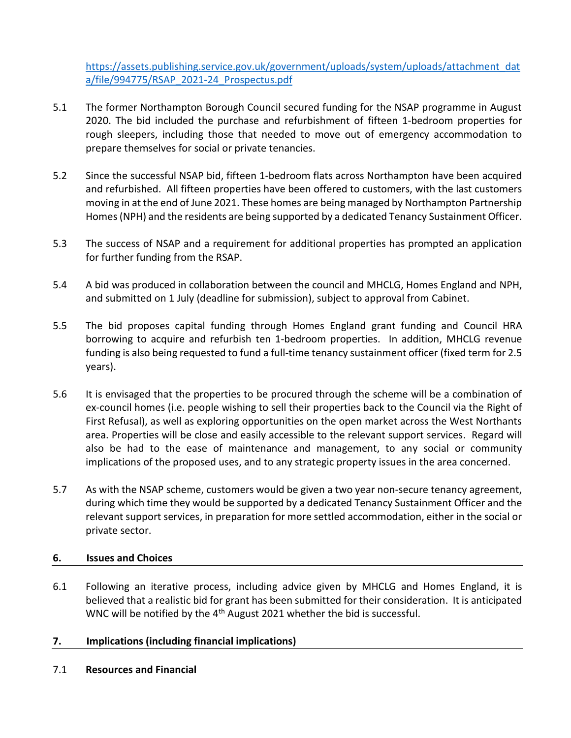https://assets.publishing.service.gov.uk/government/uploads/system/uploads/attachment_data/file/994775/RSAP_2021-24_Prospectus.pdf

5.1 The former Northampton Borough Council secured funding for the NSAP programme in August 2020. The bid included the purchase and refurbishment of fifteen 1-bedroom properties for rough sleepers, including those that needed to move out of emergency accommodation to prepare themselves for social or private tenancies.

5.2 Since the successful NSAP bid, fifteen 1-bedroom flats across Northampton have been acquired and refurbished. All fifteen properties have been offered to customers, with the last customers moving in at the end of June 2021. These homes are being managed by Northampton Partnership Homes (NPH) and the residents are being supported by a dedicated Tenancy Sustainment Officer.

5.3 The success of NSAP and a requirement for additional properties has prompted an application for further funding from the RSAP.

5.4 A bid was produced in collaboration between the council and MHCLG, Homes England and NPH, and submitted on 1 July (deadline for submission), subject to approval from Cabinet.

5.5 The bid proposes capital funding through Homes England grant funding and Council HRA borrowing to acquire and refurbish ten 1-bedroom properties. In addition, MHCLG revenue funding is also being requested to fund a full-time tenancy sustainment officer (fixed term for 2.5 years).

5.6 It is envisaged that the properties to be procured through the scheme will be a combination of ex-council homes (i.e. people wishing to sell their properties back to the Council via the Right of First Refusal), as well as exploring opportunities on the open market across the West Northants area. Properties will be close and easily accessible to the relevant support services. Regard will also be had to the ease of maintenance and management, to any social or community implications of the proposed uses, and to any strategic property issues in the area concerned.

5.7 As with the NSAP scheme, customers would be given a two year non-secure tenancy agreement, during which time they would be supported by a dedicated Tenancy Sustainment Officer and the relevant support services, in preparation for more settled accommodation, either in the social or private sector.

## 6. Issues and Choices

6.1 Following an iterative process, including advice given by MHCLG and Homes England, it is believed that a realistic bid for grant has been submitted for their consideration. It is anticipated WNC will be notified by the 4th August 2021 whether the bid is successful.

## 7. Implications (including financial implications)

7.1 **Resources and Financial**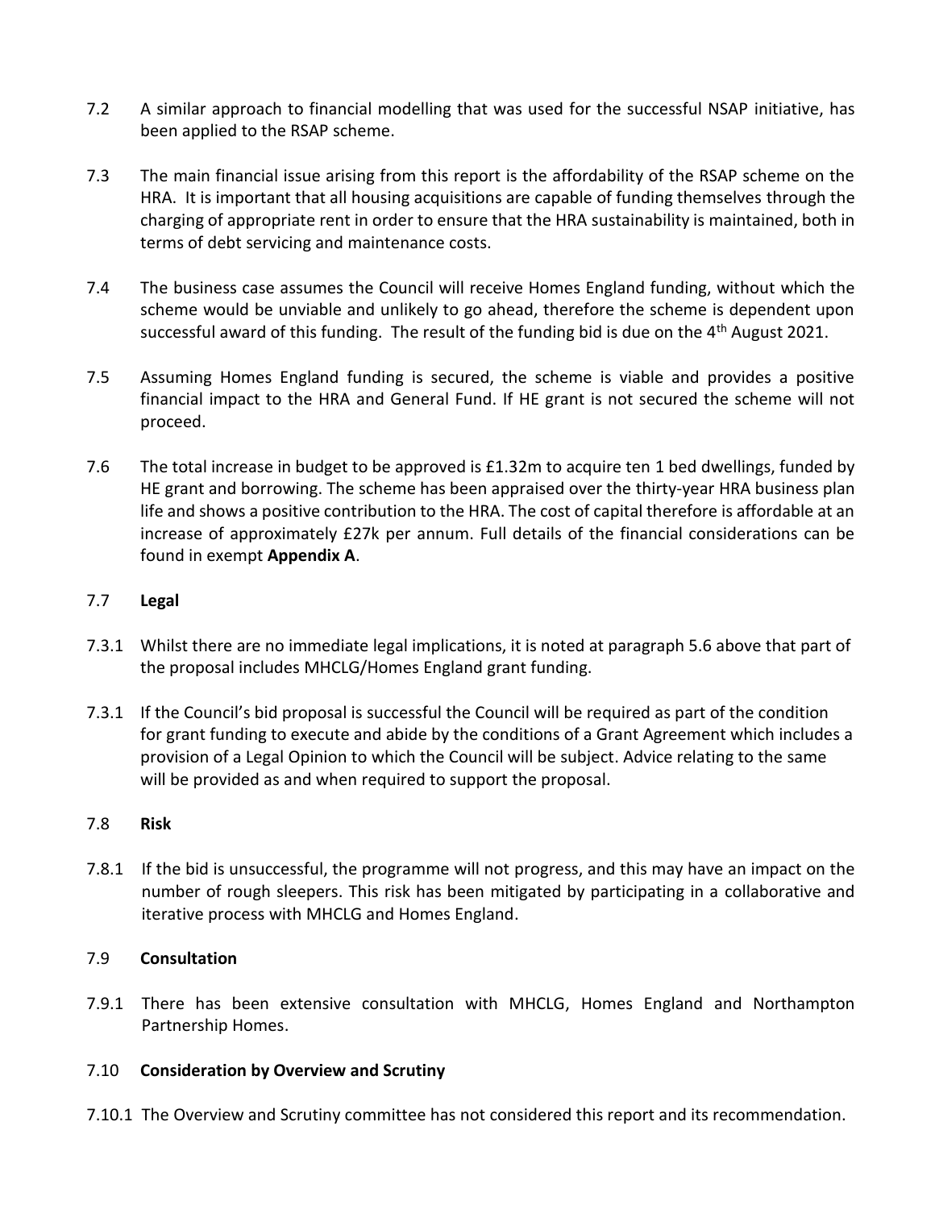7.2 A similar approach to financial modelling that was used for the successful NSAP initiative, has been applied to the RSAP scheme.

7.3 The main financial issue arising from this report is the affordability of the RSAP scheme on the HRA. It is important that all housing acquisitions are capable of funding themselves through the charging of appropriate rent in order to ensure that the HRA sustainability is maintained, both in terms of debt servicing and maintenance costs.

7.4 The business case assumes the Council will receive Homes England funding, without which the scheme would be unviable and unlikely to go ahead, therefore the scheme is dependent upon successful award of this funding. The result of the funding bid is due on the 4th August 2021.

7.5 Assuming Homes England funding is secured, the scheme is viable and provides a positive financial impact to the HRA and General Fund. If HE grant is not secured the scheme will not proceed.

7.6 The total increase in budget to be approved is £1.32m to acquire ten 1 bed dwellings, funded by HE grant and borrowing. The scheme has been appraised over the thirty-year HRA business plan life and shows a positive contribution to the HRA. The cost of capital therefore is affordable at an increase of approximately £27k per annum. Full details of the financial considerations can be found in exempt **Appendix A**.

7.7 **Legal**

7.3.1 Whilst there are no immediate legal implications, it is noted at paragraph 5.6 above that part of the proposal includes MHCLG/Homes England grant funding.

7.3.1 If the Council's bid proposal is successful the Council will be required as part of the condition for grant funding to execute and abide by the conditions of a Grant Agreement which includes a provision of a Legal Opinion to which the Council will be subject. Advice relating to the same will be provided as and when required to support the proposal.

7.8 **Risk**

7.8.1 If the bid is unsuccessful, the programme will not progress, and this may have an impact on the number of rough sleepers. This risk has been mitigated by participating in a collaborative and iterative process with MHCLG and Homes England.

7.9 **Consultation**

7.9.1 There has been extensive consultation with MHCLG, Homes England and Northampton Partnership Homes.

7.10 **Consideration by Overview and Scrutiny**

7.10.1 The Overview and Scrutiny committee has not considered this report and its recommendation.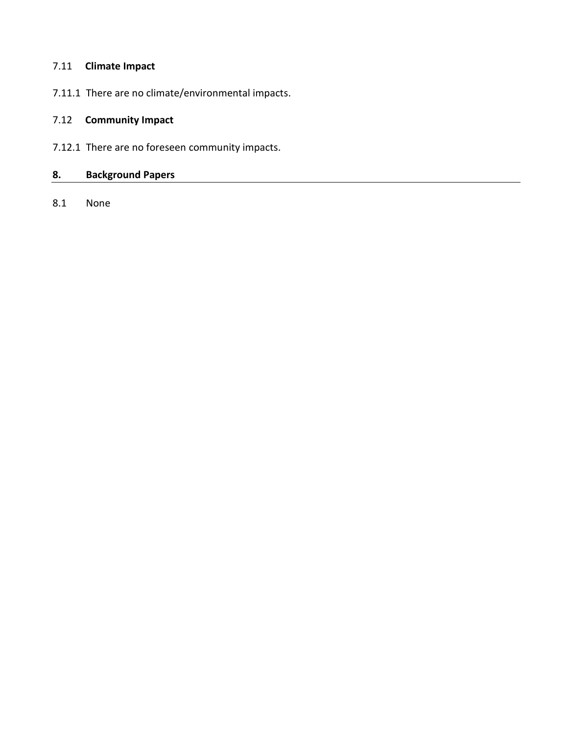### 7.11 **Climate Impact**

7.11.1 There are no climate/environmental impacts.

### 7.12 **Community Impact**

7.12.1 There are no foreseen community impacts.

## 8. Background Papers

8.1 None